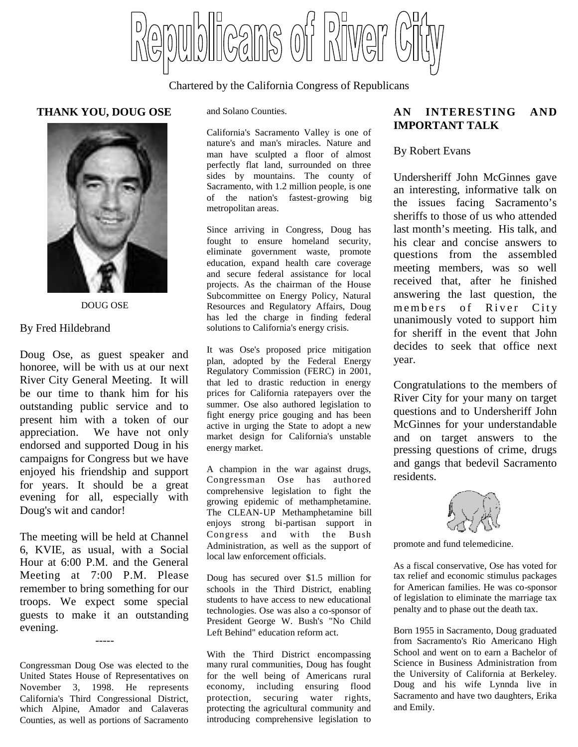# Republicans of River City

Chartered by the California Congress of Republicans

## THANK YOU, DOUG OSE

DOUG OSE

By Fred Hildebrand

Doug Ose, as guest speaker and honoree, will be with us at our next River City General Meeting. It will be our time to thank him for his outstanding public service and to present him with a token of our appreciation. We have not only endorsed and supported Doug in his campaigns for Congress but we have enjoyed his friendship and support for years. It should be a great evening for all, especially with Doug's wit and candor!

The meeting will be held at Channel 6, KVIE, as usual, with a Social Hour at 6:00 P.M. and the General Meeting at 7:00 P.M. Please remember to bring something for our troops. We expect some special guests to make it an outstanding evening.

-----

Congressman Doug Ose was elected to the United States House of Representatives on November 3, 1998. He represents California's Third Congressional District, which Alpine, Amador and Calaveras Counties, as well as portions of Sacramento and Solano Counties.

California's Sacramento Valley is one of nature's and man's miracles. Nature and man have sculpted a floor of almost perfectly flat land, surrounded on three sides by mountains. The county of Sacramento, with 1.2 million people, is one of the nation's fastest-growing big metropolitan areas.

Since arriving in Congress, Doug has fought to ensure homeland security, eliminate government waste, promote education, expand health care coverage and secure federal assistance for local projects. As the chairman of the House Subcommittee on Energy Policy, Natural Resources and Regulatory Affairs, Doug has led the charge in finding federal solutions to California's energy crisis.

It was Ose's proposed price mitigation plan, adopted by the Federal Energy Regulatory Commission (FERC) in 2001, that led to drastic reduction in energy prices for California ratepayers over the summer. Ose also authored legislation to fight energy price gouging and has been active in urging the State to adopt a new market design for California's unstable energy market.

A champion in the war against drugs, Congressman Ose has authored comprehensive legislation to fight the growing epidemic of methamphetamine. The CLEAN-UP Methamphetamine bill enjoys strong bi-partisan support in Congress and with the Bush Administration, as well as the support of local law enforcement officials.

Doug has secured over $1.5 million for schools in the Third District, enabling students to have access to new educational technologies. Ose was also a co-sponsor of President George W. Bush's "No Child Left Behind" education reform act.

With the Third District encompassing many rural communities, Doug has fought for the well being of Americans rural economy, including ensuring flood protection, securing water rights, protecting the agricultural community and introducing comprehensive legislation to promote and fund telemedicine.

As a fiscal conservative, Ose has voted for tax relief and economic stimulus packages for American families. He was co-sponsor of legislation to eliminate the marriage tax penalty and to phase out the death tax.

Born 1955 in Sacramento, Doug graduated from Sacramento's Rio Americano High School and went on to earn a Bachelor of Science in Business Administration from the University of California at Berkeley. Doug and his wife Lynnda live in Sacramento and have two daughters, Erika and Emily.

## AN INTERESTING AND IMPORTANT TALK

By Robert Evans

Undersheriff John McGinnes gave an interesting, informative talk on the issues facing Sacramento's sheriffs to those of us who attended last month's meeting. His talk, and his clear and concise answers to questions from the assembled meeting members, was so well received that, after he finished answering the last question, the members of River City unanimously voted to support him for sheriff in the event that John decides to seek that office next year.

Congratulations to the members of River City for your many on target questions and to Undersheriff John McGinnes for your understandable and on target answers to the pressing questions of crime, drugs and gangs that bedevil Sacramento residents.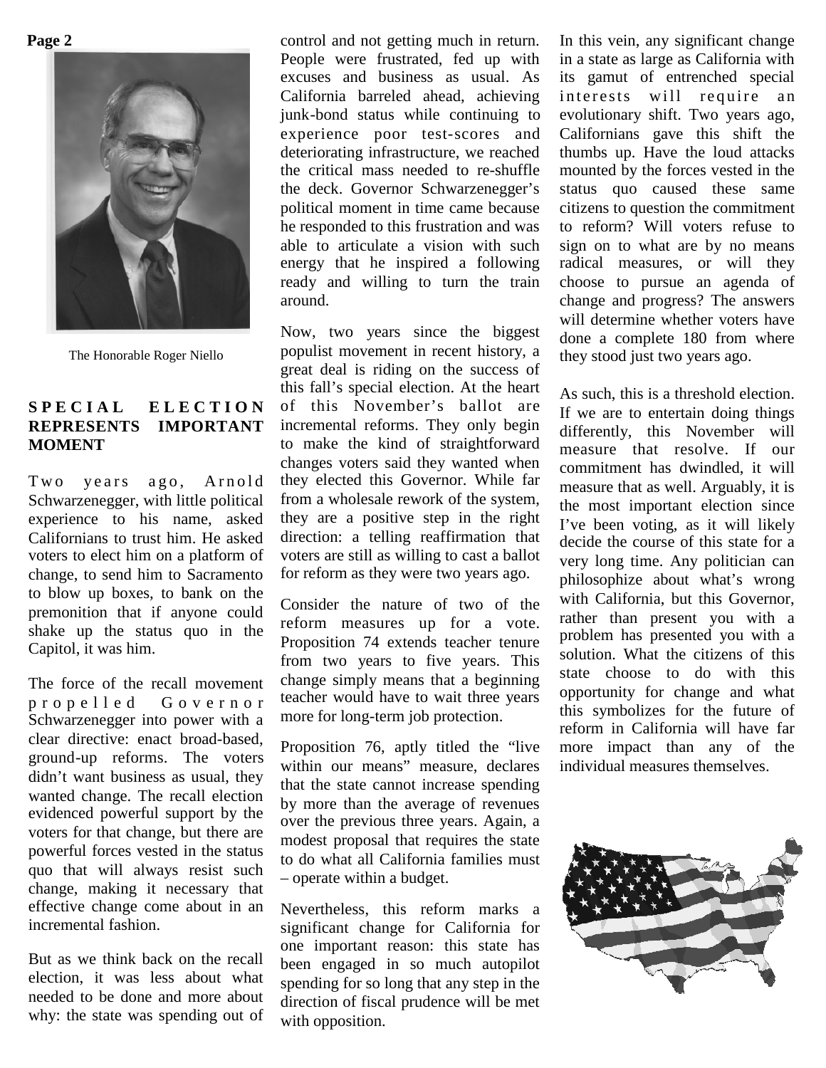The Honorable Roger Niello

## SPECIAL ELECTION REPRESENTS IMPORTANT MOMENT

Two years ago, Arnold Schwarzenegger, with little political experience to his name, asked Californians to trust him. He asked voters to elect him on a platform of change, to send him to Sacramento to blow up boxes, to bank on the premonition that if anyone could shake up the status quo in the Capitol, it was him.

The force of the recall movement propelled Governor Schwarzenegger into power with a clear directive: enact broad-based, ground-up reforms. The voters didn't want business as usual, they wanted change. The recall election evidenced powerful support by the voters for that change, but there are powerful forces vested in the status quo that will always resist such change, making it necessary that effective change come about in an incremental fashion.

But as we think back on the recall election, it was less about what needed to be done and more about why: the state was spending out of control and not getting much in return. People were frustrated, fed up with excuses and business as usual. As California barreled ahead, achieving junk-bond status while continuing to experience poor test-scores and deteriorating infrastructure, we reached the critical mass needed to re-shuffle the deck. Governor Schwarzenegger's political moment in time came because he responded to this frustration and was able to articulate a vision with such energy that he inspired a following ready and willing to turn the train around.

Now, two years since the biggest populist movement in recent history, a great deal is riding on the success of this fall's special election. At the heart of this November's ballot are incremental reforms. They only begin to make the kind of straightforward changes voters said they wanted when they elected this Governor. While far from a wholesale rework of the system, they are a positive step in the right direction: a telling reaffirmation that voters are still as willing to cast a ballot for reform as they were two years ago.

Consider the nature of two of the reform measures up for a vote. Proposition 74 extends teacher tenure from two years to five years. This change simply means that a beginning teacher would have to wait three years more for long-term job protection.

Proposition 76, aptly titled the "live within our means" measure, declares that the state cannot increase spending by more than the average of revenues over the previous three years. Again, a modest proposal that requires the state to do what all California families must – operate within a budget.

Nevertheless, this reform marks a significant change for California for one important reason: this state has been engaged in so much autopilot spending for so long that any step in the direction of fiscal prudence will be met with opposition.

In this vein, any significant change in a state as large as California with its gamut of entrenched special interests will require an evolutionary shift. Two years ago, Californians gave this shift the thumbs up. Have the loud attacks mounted by the forces vested in the status quo caused these same citizens to question the commitment to reform? Will voters refuse to sign on to what are by no means radical measures, or will they choose to pursue an agenda of change and progress? The answers will determine whether voters have done a complete 180 from where they stood just two years ago.

As such, this is a threshold election. If we are to entertain doing things differently, this November will measure that resolve. If our commitment has dwindled, it will measure that as well. Arguably, it is the most important election since I've been voting, as it will likely decide the course of this state for a very long time. Any politician can philosophize about what's wrong with California, but this Governor, rather than present you with a problem has presented you with a solution. What the citizens of this state choose to do with this opportunity for change and what this symbolizes for the future of reform in California will have far more impact than any of the individual measures themselves.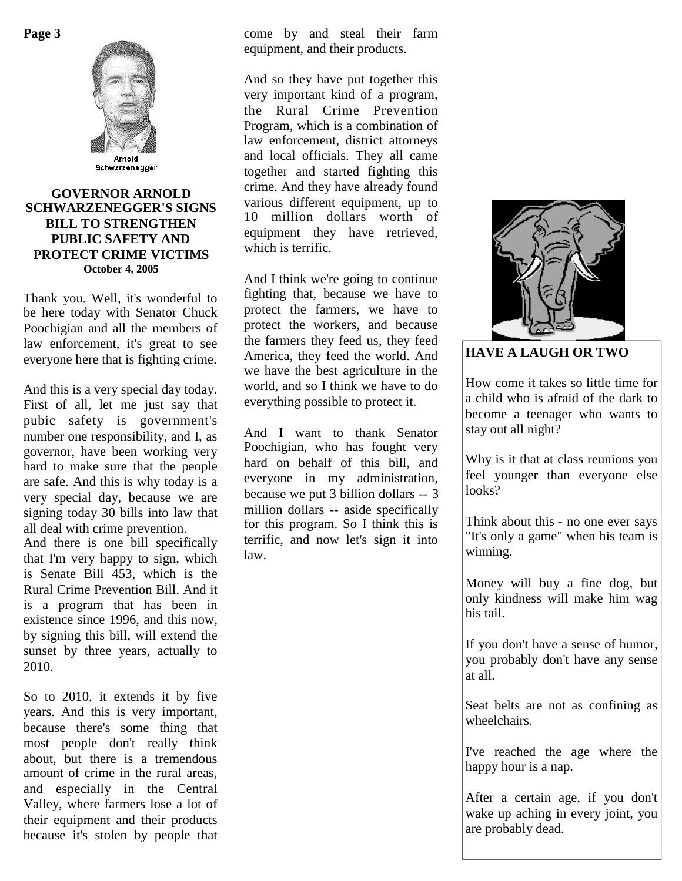Arnold Schwarzenegger

## GOVERNOR ARNOLD SCHWARZENEGGER'S SIGNS BILL TO STRENGTHEN PUBLIC SAFETY AND PROTECT CRIME VICTIMS

**October 4, 2005**

Thank you. Well, it's wonderful to be here today with Senator Chuck Poochigian and all the members of law enforcement, it's great to see everyone here that is fighting crime.

And this is a very special day today. First of all, let me just say that pubic safety is government's number one responsibility, and I, as governor, have been working very hard to make sure that the people are safe. And this is why today is a very special day, because we are signing today 30 bills into law that all deal with crime prevention.
And there is one bill specifically that I'm very happy to sign, which is Senate Bill 453, which is the Rural Crime Prevention Bill. And it is a program that has been in existence since 1996, and this now, by signing this bill, will extend the sunset by three years, actually to 2010.

So to 2010, it extends it by five years. And this is very important, because there's some thing that most people don't really think about, but there is a tremendous amount of crime in the rural areas, and especially in the Central Valley, where farmers lose a lot of their equipment and their products because it's stolen by people that come by and steal their farm equipment, and their products.

And so they have put together this very important kind of a program, the Rural Crime Prevention Program, which is a combination of law enforcement, district attorneys and local officials. They all came together and started fighting this crime. And they have already found various different equipment, up to 10 million dollars worth of equipment they have retrieved, which is terrific.

And I think we're going to continue fighting that, because we have to protect the farmers, we have to protect the workers, and because the farmers they feed us, they feed America, they feed the world. And we have the best agriculture in the world, and so I think we have to do everything possible to protect it.

And I want to thank Senator Poochigian, who has fought very hard on behalf of this bill, and everyone in my administration, because we put 3 billion dollars -- 3 million dollars -- aside specifically for this program. So I think this is terrific, and now let's sign it into law.

## HAVE A LAUGH OR TWO

How come it takes so little time for a child who is afraid of the dark to become a teenager who wants to stay out all night?

Why is it that at class reunions you feel younger than everyone else looks?

Think about this - no one ever says "It's only a game" when his team is winning.

Money will buy a fine dog, but only kindness will make him wag his tail.

If you don't have a sense of humor, you probably don't have any sense at all.

Seat belts are not as confining as wheelchairs.

I've reached the age where the happy hour is a nap.

After a certain age, if you don't wake up aching in every joint, you are probably dead.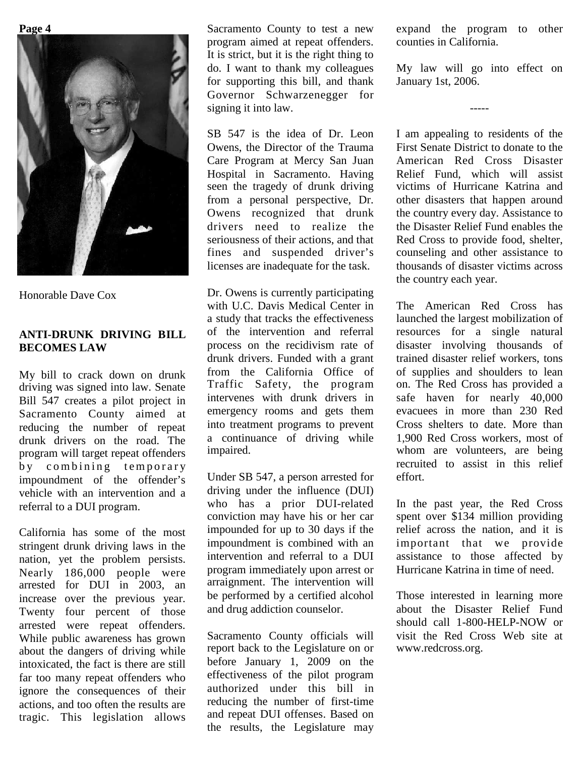Honorable Dave Cox

## ANTI-DRUNK DRIVING BILL BECOMES LAW

My bill to crack down on drunk driving was signed into law. Senate Bill 547 creates a pilot project in Sacramento County aimed at reducing the number of repeat drunk drivers on the road. The program will target repeat offenders by combining temporary impoundment of the offender's vehicle with an intervention and a referral to a DUI program.

California has some of the most stringent drunk driving laws in the nation, yet the problem persists. Nearly 186,000 people were arrested for DUI in 2003, an increase over the previous year. Twenty four percent of those arrested were repeat offenders. While public awareness has grown about the dangers of driving while intoxicated, the fact is there are still far too many repeat offenders who ignore the consequences of their actions, and too often the results are tragic. This legislation allows Sacramento County to test a new program aimed at repeat offenders. It is strict, but it is the right thing to do. I want to thank my colleagues for supporting this bill, and thank Governor Schwarzenegger for signing it into law.

SB 547 is the idea of Dr. Leon Owens, the Director of the Trauma Care Program at Mercy San Juan Hospital in Sacramento. Having seen the tragedy of drunk driving from a personal perspective, Dr. Owens recognized that drunk drivers need to realize the seriousness of their actions, and that fines and suspended driver's licenses are inadequate for the task.

Dr. Owens is currently participating with U.C. Davis Medical Center in a study that tracks the effectiveness of the intervention and referral process on the recidivism rate of drunk drivers. Funded with a grant from the California Office of Traffic Safety, the program intervenes with drunk drivers in emergency rooms and gets them into treatment programs to prevent a continuance of driving while impaired.

Under SB 547, a person arrested for driving under the influence (DUI) who has a prior DUI-related conviction may have his or her car impounded for up to 30 days if the impoundment is combined with an intervention and referral to a DUI program immediately upon arrest or arraignment. The intervention will be performed by a certified alcohol and drug addiction counselor.

Sacramento County officials will report back to the Legislature on or before January 1, 2009 on the effectiveness of the pilot program authorized under this bill in reducing the number of first-time and repeat DUI offenses. Based on the results, the Legislature may expand the program to other counties in California.

My law will go into effect on January 1st, 2006.

-----

I am appealing to residents of the First Senate District to donate to the American Red Cross Disaster Relief Fund, which will assist victims of Hurricane Katrina and other disasters that happen around the country every day. Assistance to the Disaster Relief Fund enables the Red Cross to provide food, shelter, counseling and other assistance to thousands of disaster victims across the country each year.

The American Red Cross has launched the largest mobilization of resources for a single natural disaster involving thousands of trained disaster relief workers, tons of supplies and shoulders to lean on. The Red Cross has provided a safe haven for nearly 40,000 evacuees in more than 230 Red Cross shelters to date. More than 1,900 Red Cross workers, most of whom are volunteers, are being recruited to assist in this relief effort.

In the past year, the Red Cross spent over $134 million providing relief across the nation, and it is important that we provide assistance to those affected by Hurricane Katrina in time of need.

Those interested in learning more about the Disaster Relief Fund should call 1-800-HELP-NOW or visit the Red Cross Web site at www.redcross.org.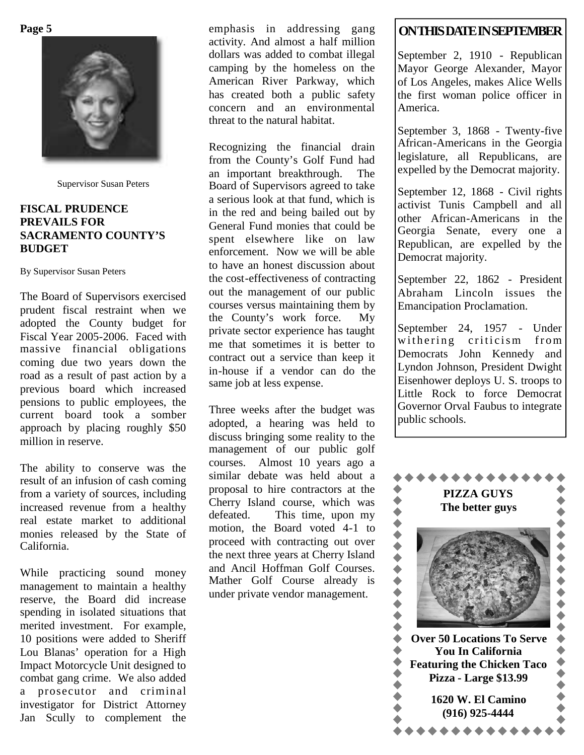Supervisor Susan Peters

## FISCAL PRUDENCE PREVAILS FOR SACRAMENTO COUNTY'S BUDGET

By Supervisor Susan Peters

The Board of Supervisors exercised prudent fiscal restraint when we adopted the County budget for Fiscal Year 2005-2006. Faced with massive financial obligations coming due two years down the road as a result of past action by a previous board which increased pensions to public employees, the current board took a somber approach by placing roughly $50 million in reserve.

The ability to conserve was the result of an infusion of cash coming from a variety of sources, including increased revenue from a healthy real estate market to additional monies released by the State of California.

While practicing sound money management to maintain a healthy reserve, the Board did increase spending in isolated situations that merited investment. For example, 10 positions were added to Sheriff Lou Blanas' operation for a High Impact Motorcycle Unit designed to combat gang crime. We also added a prosecutor and criminal investigator for District Attorney Jan Scully to complement the emphasis in addressing gang activity. And almost a half million dollars was added to combat illegal camping by the homeless on the American River Parkway, which has created both a public safety concern and an environmental threat to the natural habitat.

Recognizing the financial drain from the County's Golf Fund had an important breakthrough. The Board of Supervisors agreed to take a serious look at that fund, which is in the red and being bailed out by General Fund monies that could be spent elsewhere like on law enforcement. Now we will be able to have an honest discussion about the cost-effectiveness of contracting out the management of our public courses versus maintaining them by the County's work force. My private sector experience has taught me that sometimes it is better to contract out a service than keep it in-house if a vendor can do the same job at less expense.

Three weeks after the budget was adopted, a hearing was held to discuss bringing some reality to the management of our public golf courses. Almost 10 years ago a similar debate was held about a proposal to hire contractors at the Cherry Island course, which was defeated. This time, upon my motion, the Board voted 4-1 to proceed with contracting out over the next three years at Cherry Island and Ancil Hoffman Golf Courses. Mather Golf Course already is under private vendor management.

## ON THIS DATE IN SEPTEMBER

September 2, 1910 - Republican Mayor George Alexander, Mayor of Los Angeles, makes Alice Wells the first woman police officer in America.

September 3, 1868 - Twenty-five African-Americans in the Georgia legislature, all Republicans, are expelled by the Democrat majority.

September 12, 1868 - Civil rights activist Tunis Campbell and all other African-Americans in the Georgia Senate, every one a Republican, are expelled by the Democrat majority.

September 22, 1862 - President Abraham Lincoln issues the Emancipation Proclamation.

September 24, 1957 - Under withering criticism from Democrats John Kennedy and Lyndon Johnson, President Dwight Eisenhower deploys U. S. troops to Little Rock to force Democrat Governor Orval Faubus to integrate public schools.

**PIZZA GUYS**
**The better guys**

**Over 50 Locations To Serve You In California**
**Featuring the Chicken Taco Pizza - Large $13.99**

**1620 W. El Camino**
**(916) 925-4444**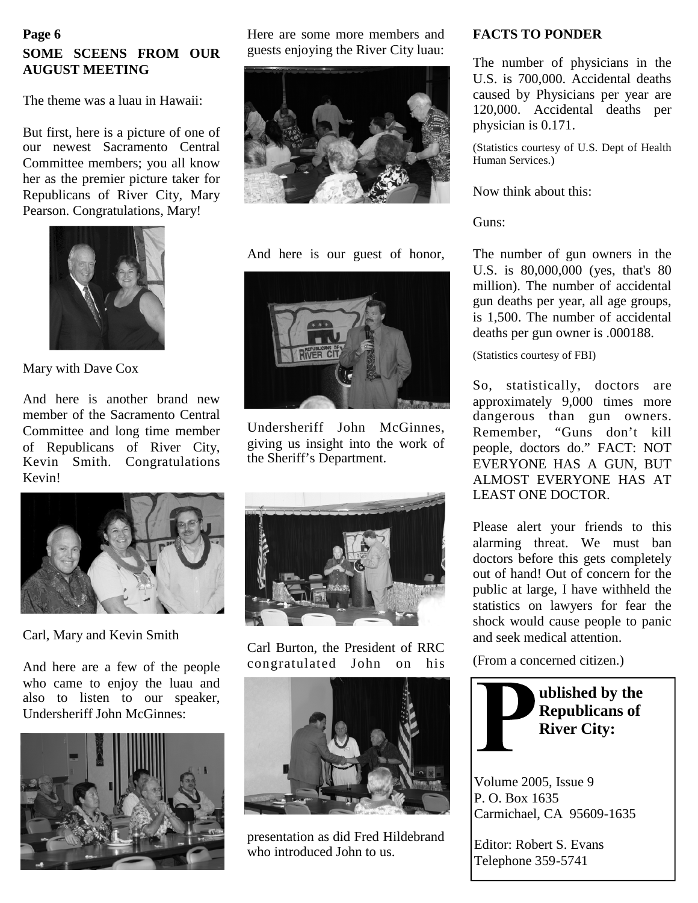**Page 6**

## SOME SCEENS FROM OUR AUGUST MEETING

The theme was a luau in Hawaii:

But first, here is a picture of one of our newest Sacramento Central Committee members; you all know her as the premier picture taker for Republicans of River City, Mary Pearson. Congratulations, Mary!

Mary with Dave Cox

And here is another brand new member of the Sacramento Central Committee and long time member of Republicans of River City, Kevin Smith. Congratulations Kevin!

Carl, Mary and Kevin Smith

And here are a few of the people who came to enjoy the luau and also to listen to our speaker, Undersheriff John McGinnes:

Here are some more members and guests enjoying the River City luau:

And here is our guest of honor,

Undersheriff John McGinnes, giving us insight into the work of the Sheriff's Department.

Carl Burton, the President of RRC congratulated John on his presentation as did Fred Hildebrand who introduced John to us.

## FACTS TO PONDER

The number of physicians in the U.S. is 700,000. Accidental deaths caused by Physicians per year are 120,000. Accidental deaths per physician is 0.171.

(Statistics courtesy of U.S. Dept of Health Human Services.)

Now think about this:

Guns:

The number of gun owners in the U.S. is 80,000,000 (yes, that's 80 million). The number of accidental gun deaths per year, all age groups, is 1,500. The number of accidental deaths per gun owner is .000188.

(Statistics courtesy of FBI)

So, statistically, doctors are approximately 9,000 times more dangerous than gun owners. Remember, "Guns don't kill people, doctors do." FACT: NOT EVERYONE HAS A GUN, BUT ALMOST EVERYONE HAS AT LEAST ONE DOCTOR.

Please alert your friends to this alarming threat. We must ban doctors before this gets completely out of hand! Out of concern for the public at large, I have withheld the statistics on lawyers for fear the shock would cause people to panic and seek medical attention.

(From a concerned citizen.)

**Published by the Republicans of River City:**

Volume 2005, Issue 9
P. O. Box 1635
Carmichael, CA 95609-1635

Editor: Robert S. Evans
Telephone 359-5741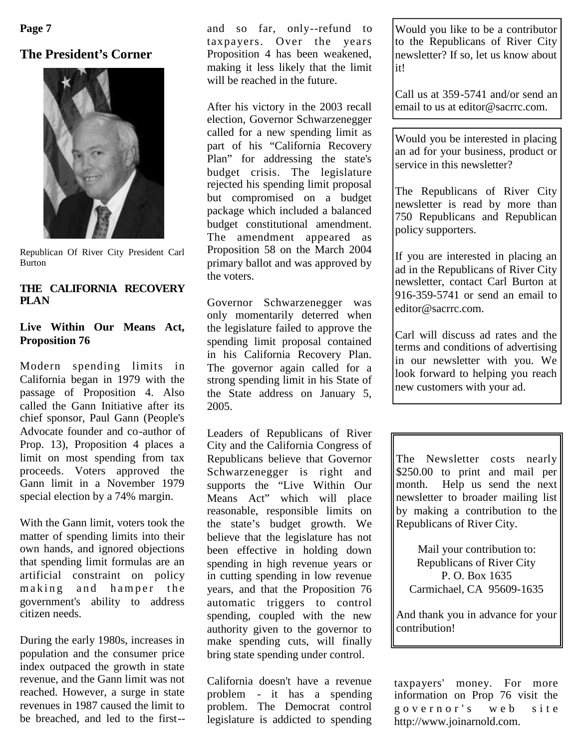## The President's Corner

Republican Of River City President Carl Burton

**THE CALIFORNIA RECOVERY PLAN**

**Live Within Our Means Act, Proposition 76**

Modern spending limits in California began in 1979 with the passage of Proposition 4. Also called the Gann Initiative after its chief sponsor, Paul Gann (People's Advocate founder and co-author of Prop. 13), Proposition 4 places a limit on most spending from tax proceeds. Voters approved the Gann limit in a November 1979 special election by a 74% margin.

With the Gann limit, voters took the matter of spending limits into their own hands, and ignored objections that spending limit formulas are an artificial constraint on policy making and hamper the government's ability to address citizen needs.

During the early 1980s, increases in population and the consumer price index outpaced the growth in state revenue, and the Gann limit was not reached. However, a surge in state revenues in 1987 caused the limit to be breached, and led to the first--and so far, only--refund to taxpayers. Over the years Proposition 4 has been weakened, making it less likely that the limit will be reached in the future.

After his victory in the 2003 recall election, Governor Schwarzenegger called for a new spending limit as part of his "California Recovery Plan" for addressing the state's budget crisis. The legislature rejected his spending limit proposal but compromised on a budget package which included a balanced budget constitutional amendment. The amendment appeared as Proposition 58 on the March 2004 primary ballot and was approved by the voters.

Governor Schwarzenegger was only momentarily deterred when the legislature failed to approve the spending limit proposal contained in his California Recovery Plan. The governor again called for a strong spending limit in his State of the State address on January 5, 2005.

Leaders of Republicans of River City and the California Congress of Republicans believe that Governor Schwarzenegger is right and supports the "Live Within Our Means Act" which will place reasonable, responsible limits on the state's budget growth. We believe that the legislature has not been effective in holding down spending in high revenue years or in cutting spending in low revenue years, and that the Proposition 76 automatic triggers to control spending, coupled with the new authority given to the governor to make spending cuts, will finally bring state spending under control.

California doesn't have a revenue problem - it has a spending problem. The Democrat control legislature is addicted to spending taxpayers' money. For more information on Prop 76 visit the governor's web site http://www.joinarnold.com.

---

Would you like to be a contributor to the Republicans of River City newsletter? If so, let us know about it!

Call us at 359-5741 and/or send an email to us at editor@sacrrc.com.

---

Would you be interested in placing an ad for your business, product or service in this newsletter?

The Republicans of River City newsletter is read by more than 750 Republicans and Republican policy supporters.

If you are interested in placing an ad in the Republicans of River City newsletter, contact Carl Burton at 916-359-5741 or send an email to editor@sacrrc.com.

Carl will discuss ad rates and the terms and conditions of advertising in our newsletter with you. We look forward to helping you reach new customers with your ad.

---

The Newsletter costs nearly $250.00 to print and mail per month. Help us send the next newsletter to broader mailing list by making a contribution to the Republicans of River City.

Mail your contribution to:
Republicans of River City
P. O. Box 1635
Carmichael, CA 95609-1635

And thank you in advance for your contribution!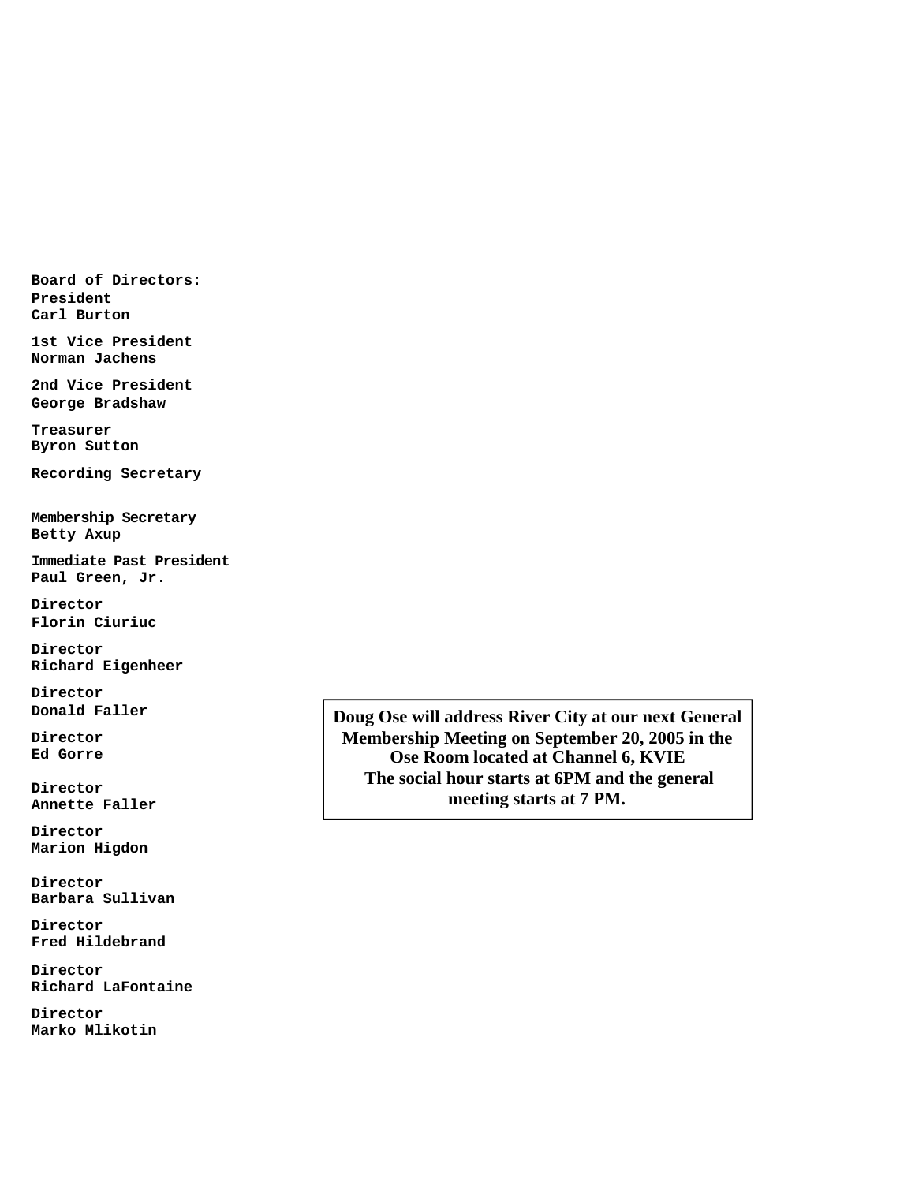**Board of Directors:**

**President**
**Carl Burton**

**1st Vice President**
**Norman Jachens**

**2nd Vice President**
**George Bradshaw**

**Treasurer**
**Byron Sutton**

**Recording Secretary**

**Membership Secretary**
**Betty Axup**

**Immediate Past President**
**Paul Green, Jr.**

**Director**
**Florin Ciuriuc**

**Director**
**Richard Eigenheer**

**Director**
**Donald Faller**

**Director**
**Ed Gorre**

**Director**
**Annette Faller**

**Director**
**Marion Higdon**

**Director**
**Barbara Sullivan**

**Director**
**Fred Hildebrand**

**Director**
**Richard LaFontaine**

**Director**
**Marko Mlikotin**

**Doug Ose will address River City at our next General Membership Meeting on September 20, 2005 in the Ose Room located at Channel 6, KVIE**
**The social hour starts at 6PM and the general meeting starts at 7 PM.**